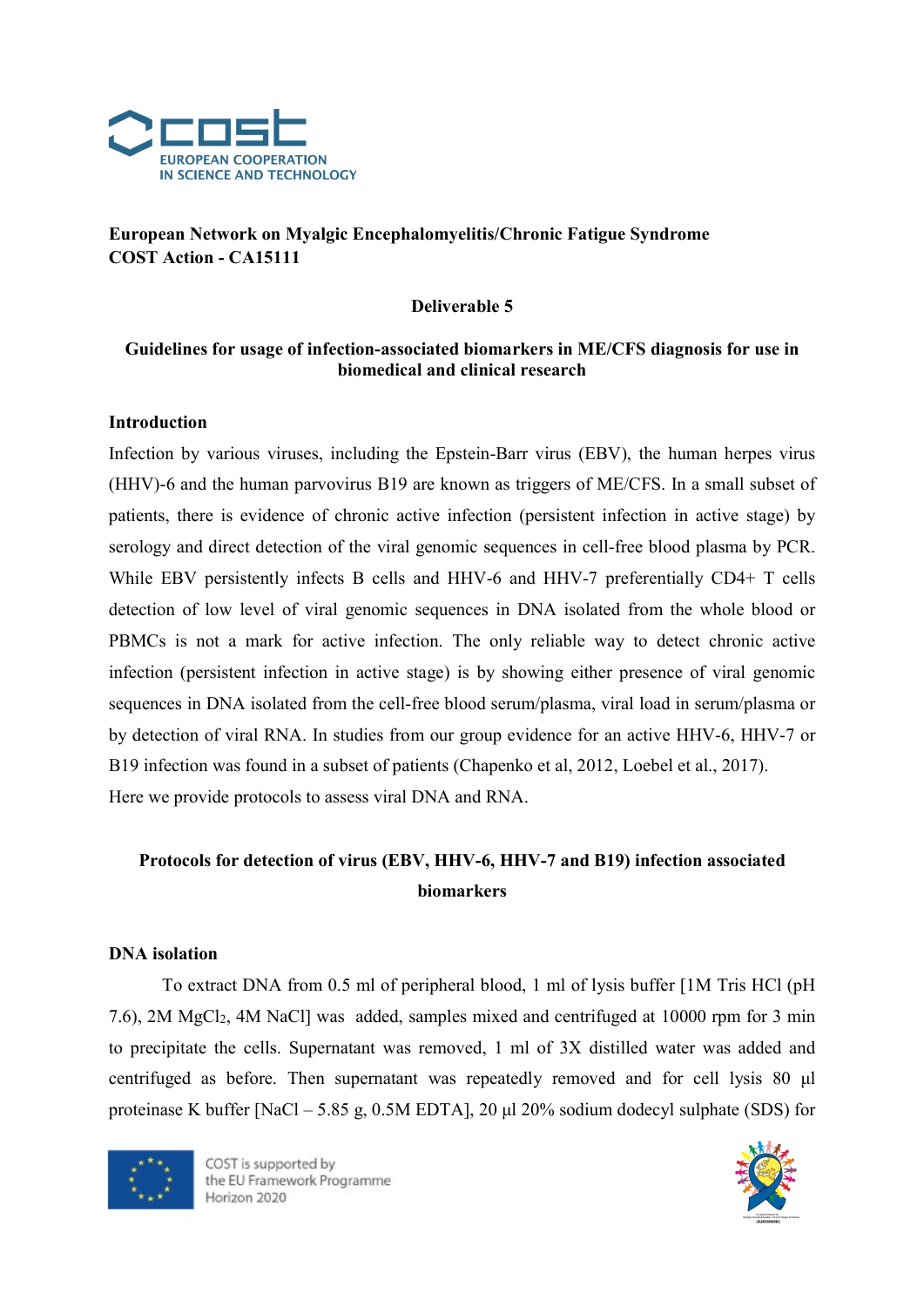**European Network on Myalgic Encephalomyelitis/Chronic Fatigue Syndrome**
**COST Action - CA15111**

**Deliverable 5**

**Guidelines for usage of infection-associated biomarkers in ME/CFS diagnosis for use in biomedical and clinical research**

### Introduction

Infection by various viruses, including the Epstein-Barr virus (EBV), the human herpes virus (HHV)-6 and the human parvovirus B19 are known as triggers of ME/CFS. In a small subset of patients, there is evidence of chronic active infection (persistent infection in active stage) by serology and direct detection of the viral genomic sequences in cell-free blood plasma by PCR. While EBV persistently infects B cells and HHV-6 and HHV-7 preferentially CD4+ T cells detection of low level of viral genomic sequences in DNA isolated from the whole blood or PBMCs is not a mark for active infection. The only reliable way to detect chronic active infection (persistent infection in active stage) is by showing either presence of viral genomic sequences in DNA isolated from the cell-free blood serum/plasma, viral load in serum/plasma or by detection of viral RNA. In studies from our group evidence for an active HHV-6, HHV-7 or B19 infection was found in a subset of patients (Chapenko et al, 2012, Loebel et al., 2017).
Here we provide protocols to assess viral DNA and RNA.

### Protocols for detection of virus (EBV, HHV-6, HHV-7 and B19) infection associated biomarkers

### DNA isolation

To extract DNA from 0.5 ml of peripheral blood, 1 ml of lysis buffer [1M Tris HCl (pH 7.6), 2M $MgCl_2$, 4M NaCl] was added, samples mixed and centrifuged at 10000 rpm for 3 min to precipitate the cells. Supernatant was removed, 1 ml of 3X distilled water was added and centrifuged as before. Then supernatant was repeatedly removed and for cell lysis 80 µl proteinase K buffer [NaCl – 5.85 g, 0.5M EDTA], 20 µl 20% sodium dodecyl sulphate (SDS) for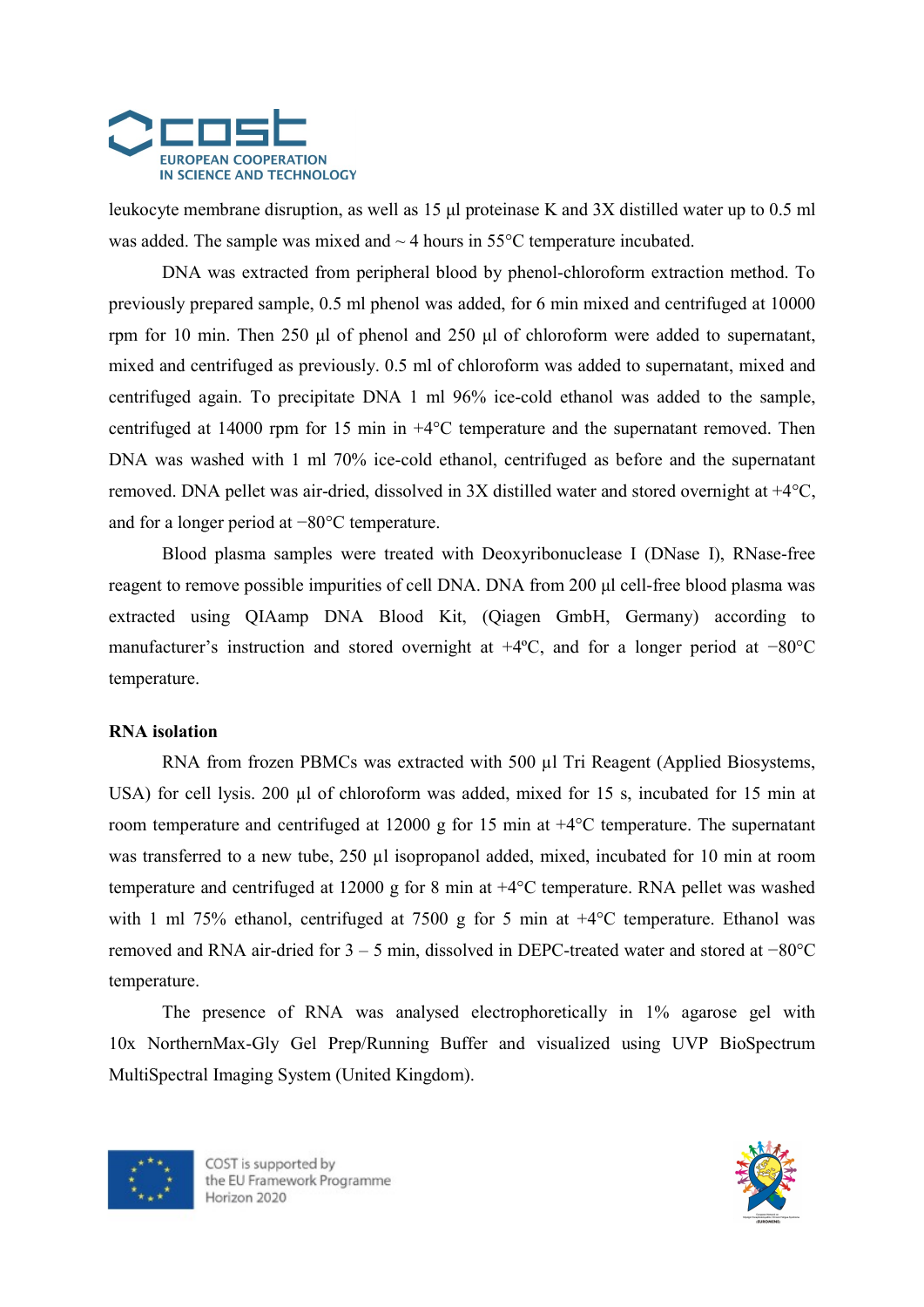leukocyte membrane disruption, as well as 15 µl proteinase K and 3X distilled water up to 0.5 ml was added. The sample was mixed and ~ 4 hours in 55°C temperature incubated.

DNA was extracted from peripheral blood by phenol-chloroform extraction method. To previously prepared sample, 0.5 ml phenol was added, for 6 min mixed and centrifuged at 10000 rpm for 10 min. Then 250 µl of phenol and 250 µl of chloroform were added to supernatant, mixed and centrifuged as previously. 0.5 ml of chloroform was added to supernatant, mixed and centrifuged again. To precipitate DNA 1 ml 96% ice-cold ethanol was added to the sample, centrifuged at 14000 rpm for 15 min in +4°C temperature and the supernatant removed. Then DNA was washed with 1 ml 70% ice-cold ethanol, centrifuged as before and the supernatant removed. DNA pellet was air-dried, dissolved in 3X distilled water and stored overnight at +4°C, and for a longer period at −80°C temperature.

Blood plasma samples were treated with Deoxyribonuclease I (DNase I), RNase-free reagent to remove possible impurities of cell DNA. DNA from 200 µl cell-free blood plasma was extracted using QIAamp DNA Blood Kit, (Qiagen GmbH, Germany) according to manufacturer's instruction and stored overnight at +4ºC, and for a longer period at −80°C temperature.

**RNA isolation**

RNA from frozen PBMCs was extracted with 500 µl Tri Reagent (Applied Biosystems, USA) for cell lysis. 200 µl of chloroform was added, mixed for 15 s, incubated for 15 min at room temperature and centrifuged at 12000 g for 15 min at +4°C temperature. The supernatant was transferred to a new tube, 250 µl isopropanol added, mixed, incubated for 10 min at room temperature and centrifuged at 12000 g for 8 min at +4°C temperature. RNA pellet was washed with 1 ml 75% ethanol, centrifuged at 7500 g for 5 min at +4°C temperature. Ethanol was removed and RNA air-dried for 3 – 5 min, dissolved in DEPC-treated water and stored at −80°C temperature.

The presence of RNA was analysed electrophoretically in 1% agarose gel with 10x NorthernMax-Gly Gel Prep/Running Buffer and visualized using UVP BioSpectrum MultiSpectral Imaging System (United Kingdom).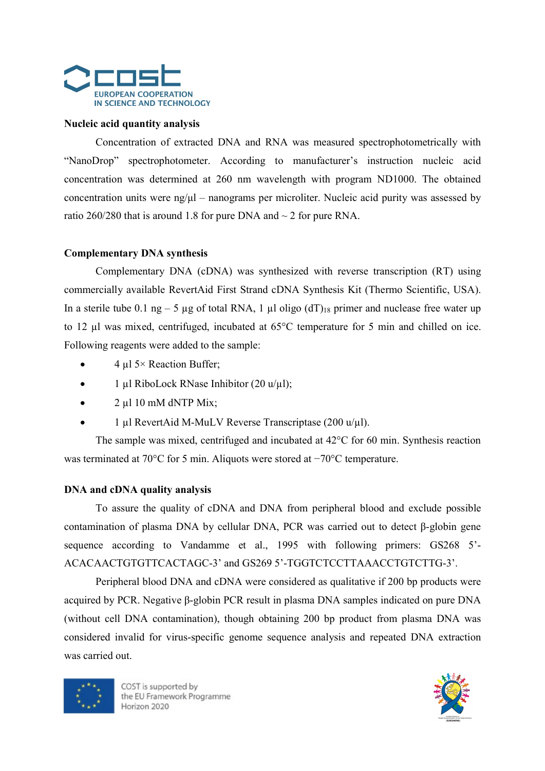**Nucleic acid quantity analysis**

Concentration of extracted DNA and RNA was measured spectrophotometrically with "NanoDrop" spectrophotometer. According to manufacturer's instruction nucleic acid concentration was determined at 260 nm wavelength with program ND1000. The obtained concentration units were ng/µl – nanograms per microliter. Nucleic acid purity was assessed by ratio 260/280 that is around 1.8 for pure DNA and ~ 2 for pure RNA.

**Complementary DNA synthesis**

Complementary DNA (cDNA) was synthesized with reverse transcription (RT) using commercially available RevertAid First Strand cDNA Synthesis Kit (Thermo Scientific, USA). In a sterile tube 0.1 ng – 5 µg of total RNA, 1 µl oligo $(dT)_{18}$ primer and nuclease free water up to 12 µl was mixed, centrifuged, incubated at 65°C temperature for 5 min and chilled on ice. Following reagents were added to the sample:

- 4 µl 5× Reaction Buffer;
- 1 µl RiboLock RNase Inhibitor (20 u/µl);
- 2 µl 10 mM dNTP Mix;
- 1 µl RevertAid M-MuLV Reverse Transcriptase (200 u/µl).

The sample was mixed, centrifuged and incubated at 42°C for 60 min. Synthesis reaction was terminated at 70°C for 5 min. Aliquots were stored at −70°C temperature.

**DNA and cDNA quality analysis**

To assure the quality of cDNA and DNA from peripheral blood and exclude possible contamination of plasma DNA by cellular DNA, PCR was carried out to detect β-globin gene sequence according to Vandamme et al., 1995 with following primers: GS268 5'-ACACAACTGTGTTCACTAGC-3' and GS269 5'-TGGTCTCCTTAAACCTGTCTTG-3'.

Peripheral blood DNA and cDNA were considered as qualitative if 200 bp products were acquired by PCR. Negative β-globin PCR result in plasma DNA samples indicated on pure DNA (without cell DNA contamination), though obtaining 200 bp product from plasma DNA was considered invalid for virus-specific genome sequence analysis and repeated DNA extraction was carried out.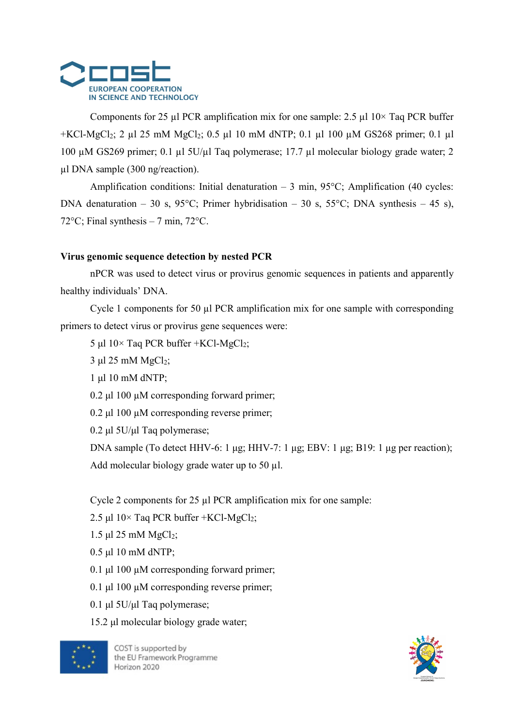Components for 25 µl PCR amplification mix for one sample: 2.5 µl 10× Taq PCR buffer +KCl-$MgCl_2$; 2 µl 25 mM $MgCl_2$; 0.5 µl 10 mM dNTP; 0.1 µl 100 µM GS268 primer; 0.1 µl 100 µM GS269 primer; 0.1 µl 5U/µl Taq polymerase; 17.7 µl molecular biology grade water; 2 µl DNA sample (300 ng/reaction).

Amplification conditions: Initial denaturation – 3 min, 95°C; Amplification (40 cycles: DNA denaturation – 30 s, 95°C; Primer hybridisation – 30 s, 55°C; DNA synthesis – 45 s), 72°C; Final synthesis – 7 min, 72°C.

**Virus genomic sequence detection by nested PCR**

nPCR was used to detect virus or provirus genomic sequences in patients and apparently healthy individuals' DNA.

Cycle 1 components for 50 µl PCR amplification mix for one sample with corresponding primers to detect virus or provirus gene sequences were:

5 µl 10× Taq PCR buffer +KCl-$MgCl_2$;

3 µl 25 mM $MgCl_2$;

1 µl 10 mM dNTP;

0.2 µl 100 µM corresponding forward primer;

0.2 µl 100 µM corresponding reverse primer;

0.2 µl 5U/µl Taq polymerase;

DNA sample (To detect HHV-6: 1 µg; HHV-7: 1 µg; EBV: 1 µg; B19: 1 µg per reaction);

Add molecular biology grade water up to 50 µl.

Cycle 2 components for 25 µl PCR amplification mix for one sample:

2.5 µl 10× Taq PCR buffer +KCl-$MgCl_2$;

1.5 µl 25 mM $MgCl_2$;

0.5 µl 10 mM dNTP;

0.1 µl 100 µM corresponding forward primer;

0.1 µl 100 µM corresponding reverse primer;

0.1 µl 5U/µl Taq polymerase;

15.2 µl molecular biology grade water;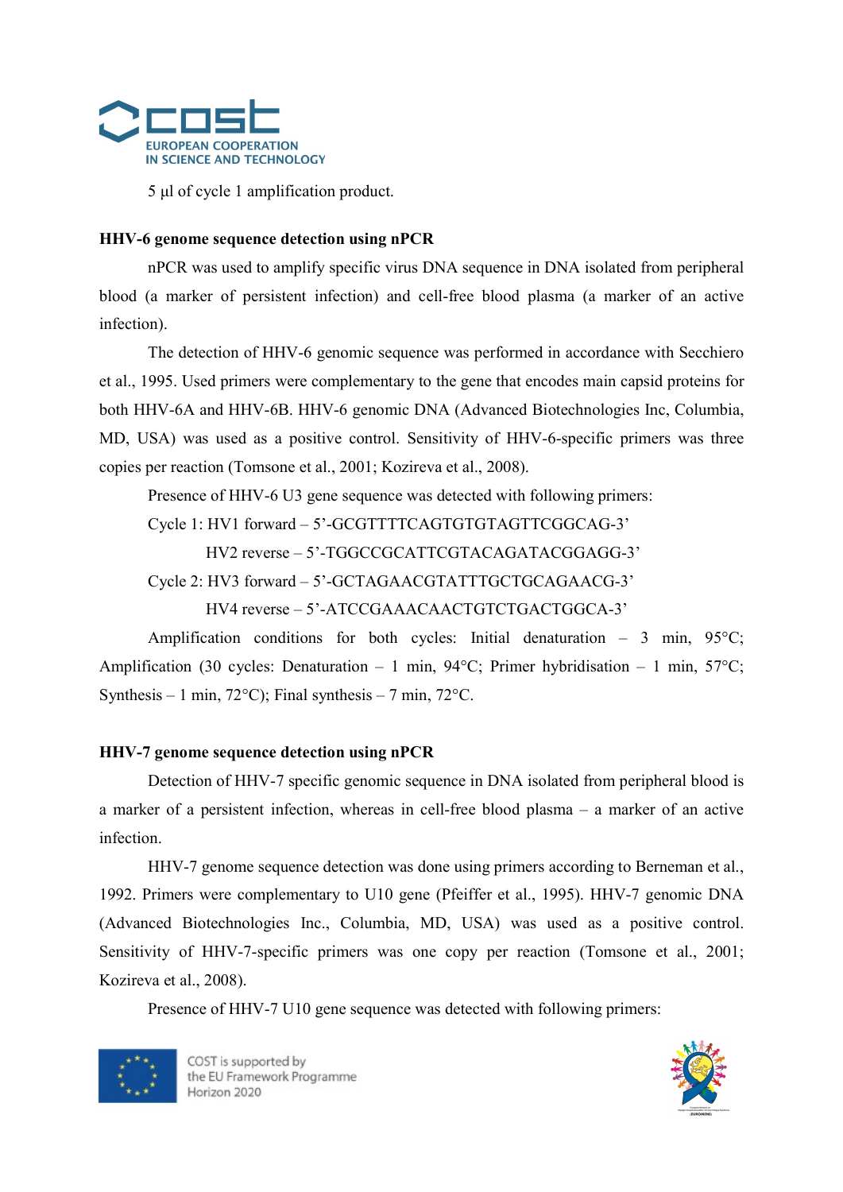5 μl of cycle 1 amplification product.

**HHV-6 genome sequence detection using nPCR**

nPCR was used to amplify specific virus DNA sequence in DNA isolated from peripheral blood (a marker of persistent infection) and cell-free blood plasma (a marker of an active infection).

The detection of HHV-6 genomic sequence was performed in accordance with Secchiero et al., 1995. Used primers were complementary to the gene that encodes main capsid proteins for both HHV-6A and HHV-6B. HHV-6 genomic DNA (Advanced Biotechnologies Inc, Columbia, MD, USA) was used as a positive control. Sensitivity of HHV-6-specific primers was three copies per reaction (Tomsone et al., 2001; Kozireva et al., 2008).

Presence of HHV-6 U3 gene sequence was detected with following primers:

Cycle 1: HV1 forward – 5'-GCGTTTTCAGTGTGTAGTTCGGCAG-3'

HV2 reverse – 5'-TGGCCGCATTCGTACAGATACGGAGG-3'

Cycle 2: HV3 forward – 5'-GCTAGAACGTATTTGCTGCAGAACG-3'

HV4 reverse – 5'-ATCCGAAACAACTGTCTGACTGGCA-3'

Amplification conditions for both cycles: Initial denaturation – 3 min, 95°C; Amplification (30 cycles: Denaturation – 1 min, 94°C; Primer hybridisation – 1 min, 57°C; Synthesis – 1 min, 72°C); Final synthesis – 7 min, 72°C.

**HHV-7 genome sequence detection using nPCR**

Detection of HHV-7 specific genomic sequence in DNA isolated from peripheral blood is a marker of a persistent infection, whereas in cell-free blood plasma – a marker of an active infection.

HHV-7 genome sequence detection was done using primers according to Berneman et al., 1992. Primers were complementary to U10 gene (Pfeiffer et al., 1995). HHV-7 genomic DNA (Advanced Biotechnologies Inc., Columbia, MD, USA) was used as a positive control. Sensitivity of HHV-7-specific primers was one copy per reaction (Tomsone et al., 2001; Kozireva et al., 2008).

Presence of HHV-7 U10 gene sequence was detected with following primers: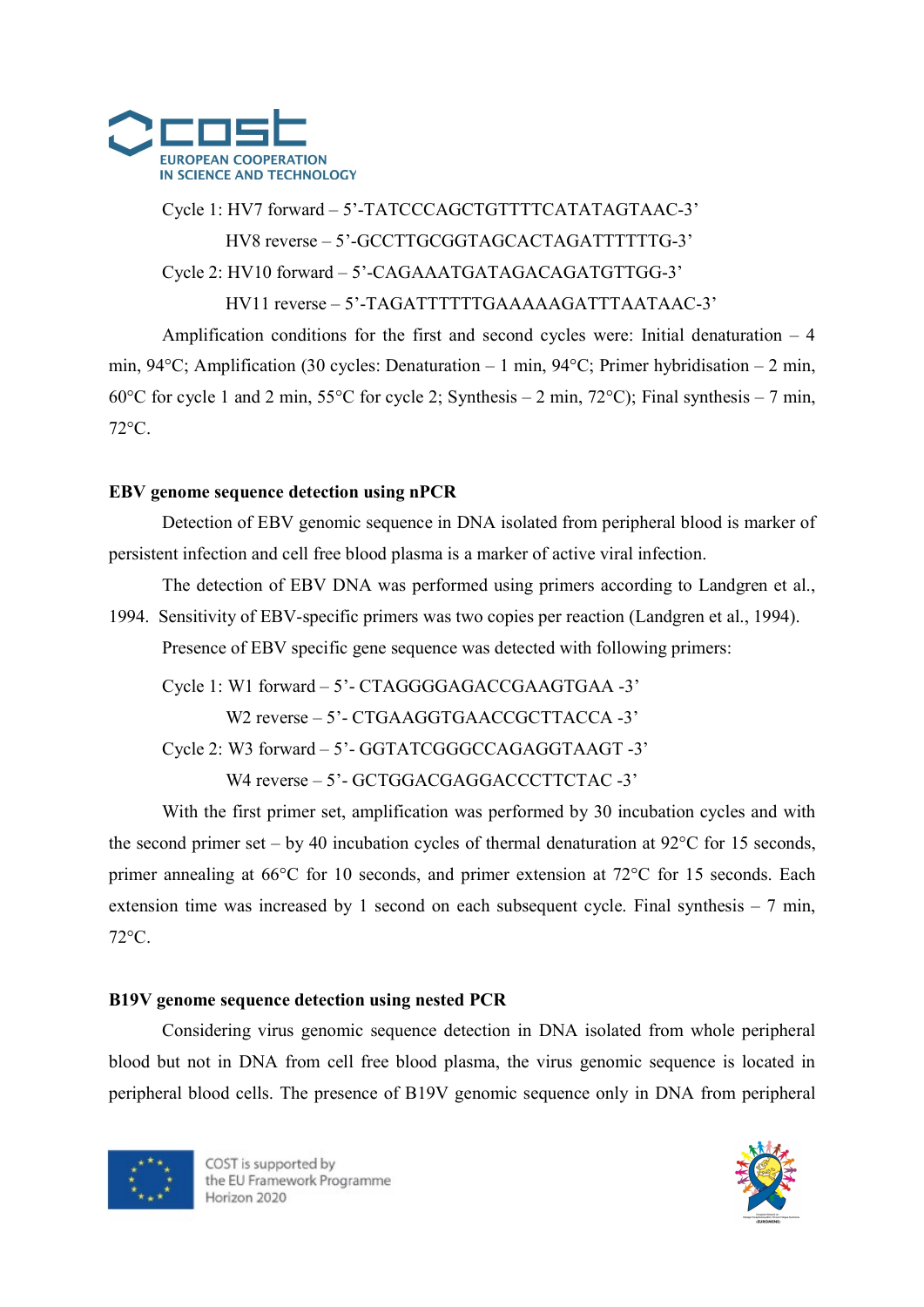Cycle 1: HV7 forward – 5'-TATCCCAGCTGTTTTCATATAGTAAC-3'

HV8 reverse – 5'-GCCTTGCGGTAGCACTAGATTTTTTG-3'

Cycle 2: HV10 forward – 5'-CAGAAATGATAGACAGATGTTGG-3'

HV11 reverse – 5'-TAGATTTTTTGAAAAAGATTTAATAAC-3'

Amplification conditions for the first and second cycles were: Initial denaturation – 4 min, 94°C; Amplification (30 cycles: Denaturation – 1 min, 94°C; Primer hybridisation – 2 min, 60°C for cycle 1 and 2 min, 55°C for cycle 2; Synthesis – 2 min, 72°C); Final synthesis – 7 min, 72°C.

**EBV genome sequence detection using nPCR**

Detection of EBV genomic sequence in DNA isolated from peripheral blood is marker of persistent infection and cell free blood plasma is a marker of active viral infection.

The detection of EBV DNA was performed using primers according to Landgren et al., 1994. Sensitivity of EBV-specific primers was two copies per reaction (Landgren et al., 1994).

Presence of EBV specific gene sequence was detected with following primers:

Cycle 1: W1 forward – 5'- CTAGGGGAGACCGAAGTGAA -3'

W2 reverse – 5'- CTGAAGGTGAACCGCTTACCA -3'

Cycle 2: W3 forward – 5'- GGTATCGGGCCAGAGGTAAGT -3'

W4 reverse – 5'- GCTGGACGAGGACCCTTCTAC -3'

With the first primer set, amplification was performed by 30 incubation cycles and with the second primer set – by 40 incubation cycles of thermal denaturation at 92°C for 15 seconds, primer annealing at 66°C for 10 seconds, and primer extension at 72°C for 15 seconds. Each extension time was increased by 1 second on each subsequent cycle. Final synthesis – 7 min, 72°C.

**B19V genome sequence detection using nested PCR**

Considering virus genomic sequence detection in DNA isolated from whole peripheral blood but not in DNA from cell free blood plasma, the virus genomic sequence is located in peripheral blood cells. The presence of B19V genomic sequence only in DNA from peripheral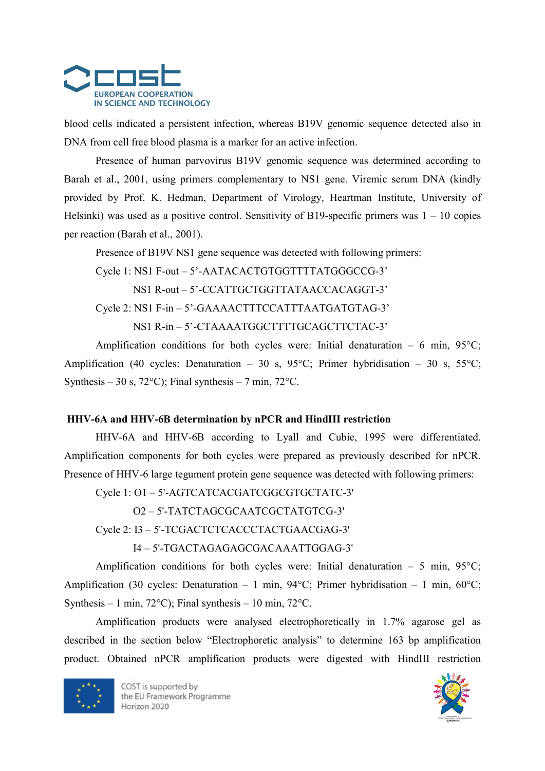blood cells indicated a persistent infection, whereas B19V genomic sequence detected also in DNA from cell free blood plasma is a marker for an active infection.

Presence of human parvovirus B19V genomic sequence was determined according to Barah et al., 2001, using primers complementary to NS1 gene. Viremic serum DNA (kindly provided by Prof. K. Hedman, Department of Virology, Heartman Institute, University of Helsinki) was used as a positive control. Sensitivity of B19-specific primers was 1 – 10 copies per reaction (Barah et al., 2001).

Presence of B19V NS1 gene sequence was detected with following primers:

Cycle 1: NS1 F-out – 5'-AATACACTGTGGTTTTATGGGCCG-3'

NS1 R-out – 5'-CCATTGCTGGTTATAACCACAGGT-3'

Cycle 2: NS1 F-in – 5'-GAAAACTTTCCATTTAATGATGTAG-3'

NS1 R-in – 5'-CTAAAATGGCTTTTGCAGCTTCTAC-3'

Amplification conditions for both cycles were: Initial denaturation – 6 min, 95°C; Amplification (40 cycles: Denaturation – 30 s, 95°C; Primer hybridisation – 30 s, 55°C; Synthesis – 30 s, 72°C); Final synthesis – 7 min, 72°C.

### HHV-6A and HHV-6B determination by nPCR and HindIII restriction

HHV-6A and HHV-6B according to Lyall and Cubie, 1995 were differentiated. Amplification components for both cycles were prepared as previously described for nPCR. Presence of HHV-6 large tegument protein gene sequence was detected with following primers:

Cycle 1: O1 – 5'-AGTCATCACGATCGGCGTGCTATC-3'

O2 – 5'-TATCTAGCGCAATCGCTATGTCG-3'

Cycle 2: I3 – 5'-TCGACTCTCACCCTACTGAACGAG-3'

I4 – 5'-TGACTAGAGAGCGACAAATTGGAG-3'

Amplification conditions for both cycles were: Initial denaturation – 5 min, 95°C; Amplification (30 cycles: Denaturation – 1 min, 94°C; Primer hybridisation – 1 min, 60°C; Synthesis – 1 min, 72°C); Final synthesis – 10 min, 72°C.

Amplification products were analysed electrophoretically in 1.7% agarose gel as described in the section below "Electrophoretic analysis" to determine 163 bp amplification product. Obtained nPCR amplification products were digested with HindIII restriction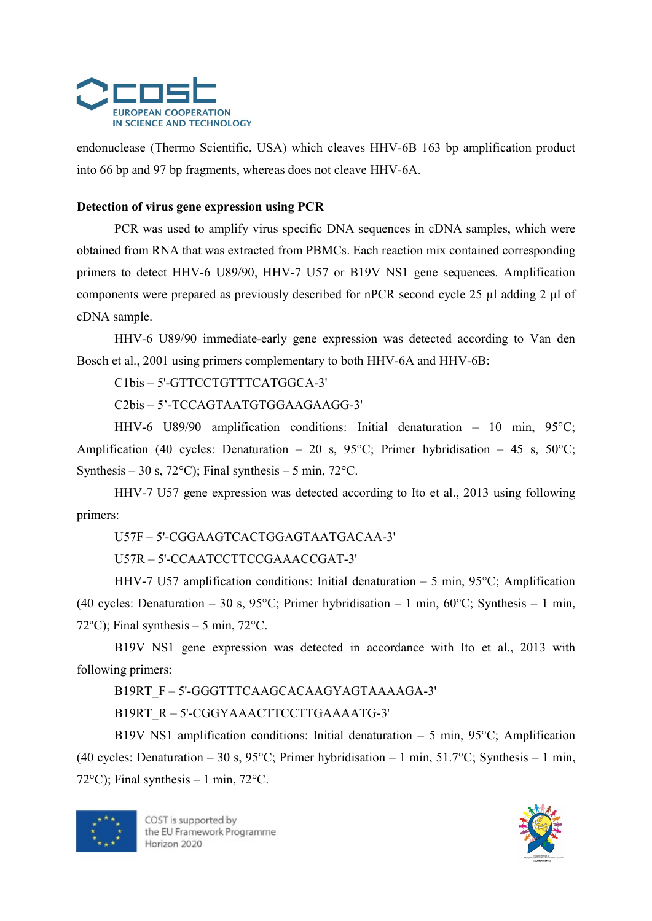endonuclease (Thermo Scientific, USA) which cleaves HHV-6B 163 bp amplification product into 66 bp and 97 bp fragments, whereas does not cleave HHV-6A.

**Detection of virus gene expression using PCR**

PCR was used to amplify virus specific DNA sequences in cDNA samples, which were obtained from RNA that was extracted from PBMCs. Each reaction mix contained corresponding primers to detect HHV-6 U89/90, HHV-7 U57 or B19V NS1 gene sequences. Amplification components were prepared as previously described for nPCR second cycle 25 µl adding 2 µl of cDNA sample.

HHV-6 U89/90 immediate-early gene expression was detected according to Van den Bosch et al., 2001 using primers complementary to both HHV-6A and HHV-6B:

C1bis – 5'-GTTCCTGTTTCATGGCA-3'

C2bis – 5'-TCCAGTAATGTGGAAGAAGG-3'

HHV-6 U89/90 amplification conditions: Initial denaturation – 10 min, 95°C; Amplification (40 cycles: Denaturation – 20 s, 95°C; Primer hybridisation – 45 s, 50°C; Synthesis – 30 s, 72°C); Final synthesis – 5 min, 72°C.

HHV-7 U57 gene expression was detected according to Ito et al., 2013 using following primers:

U57F – 5'-CGGAAGTCACTGGAGTAATGACAA-3'

U57R – 5'-CCAATCCTTCCGAAACCGAT-3'

HHV-7 U57 amplification conditions: Initial denaturation – 5 min, 95°C; Amplification (40 cycles: Denaturation – 30 s, 95°C; Primer hybridisation – 1 min, 60°C; Synthesis – 1 min, 72ºC); Final synthesis – 5 min, 72°C.

B19V NS1 gene expression was detected in accordance with Ito et al., 2013 with following primers:

B19RT_F – 5'-GGGTTTCAAGCACAAGYAGTAAAAGA-3'

B19RT_R – 5'-CGGYAAACTTCCTTGAAAATG-3'

B19V NS1 amplification conditions: Initial denaturation – 5 min, 95°C; Amplification (40 cycles: Denaturation – 30 s, 95°C; Primer hybridisation – 1 min, 51.7°C; Synthesis – 1 min, 72°C); Final synthesis – 1 min, 72°C.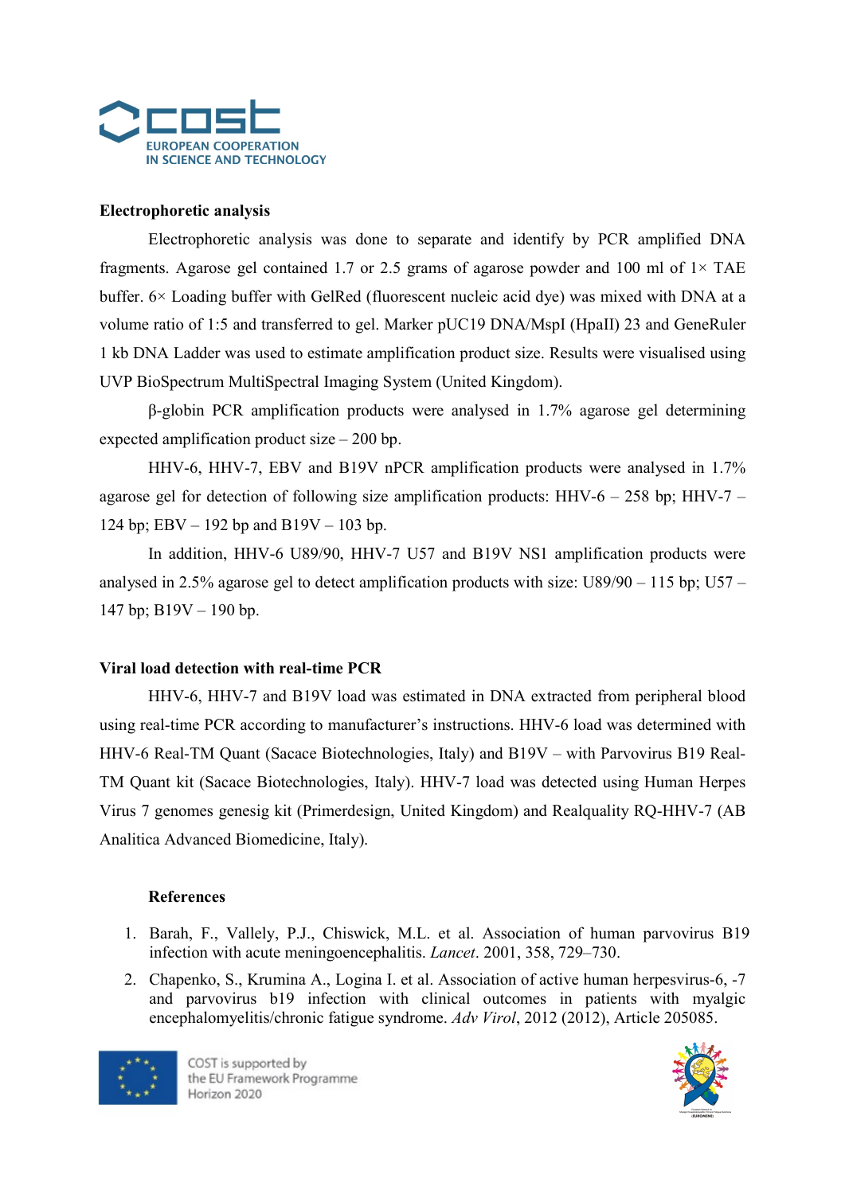**Electrophoretic analysis**

Electrophoretic analysis was done to separate and identify by PCR amplified DNA fragments. Agarose gel contained 1.7 or 2.5 grams of agarose powder and 100 ml of 1× TAE buffer. 6× Loading buffer with GelRed (fluorescent nucleic acid dye) was mixed with DNA at a volume ratio of 1:5 and transferred to gel. Marker pUC19 DNA/MspI (HpaII) 23 and GeneRuler 1 kb DNA Ladder was used to estimate amplification product size. Results were visualised using UVP BioSpectrum MultiSpectral Imaging System (United Kingdom).

β-globin PCR amplification products were analysed in 1.7% agarose gel determining expected amplification product size – 200 bp.

HHV-6, HHV-7, EBV and B19V nPCR amplification products were analysed in 1.7% agarose gel for detection of following size amplification products: HHV-6 – 258 bp; HHV-7 – 124 bp; EBV – 192 bp and B19V – 103 bp.

In addition, HHV-6 U89/90, HHV-7 U57 and B19V NS1 amplification products were analysed in 2.5% agarose gel to detect amplification products with size: U89/90 – 115 bp; U57 – 147 bp; B19V – 190 bp.

**Viral load detection with real-time PCR**

HHV-6, HHV-7 and B19V load was estimated in DNA extracted from peripheral blood using real-time PCR according to manufacturer's instructions. HHV-6 load was determined with HHV-6 Real-TM Quant (Sacace Biotechnologies, Italy) and B19V – with Parvovirus B19 Real-TM Quant kit (Sacace Biotechnologies, Italy). HHV-7 load was detected using Human Herpes Virus 7 genomes genesig kit (Primerdesign, United Kingdom) and Realquality RQ-HHV-7 (AB Analitica Advanced Biomedicine, Italy).

**References**

1. Barah, F., Vallely, P.J., Chiswick, M.L. et al. Association of human parvovirus B19 infection with acute meningoencephalitis. *Lancet*. 2001, 358, 729–730.
2. Chapenko, S., Krumina A., Logina I. et al. Association of active human herpesvirus-6, -7 and parvovirus b19 infection with clinical outcomes in patients with myalgic encephalomyelitis/chronic fatigue syndrome. *Adv Virol*, 2012 (2012), Article 205085.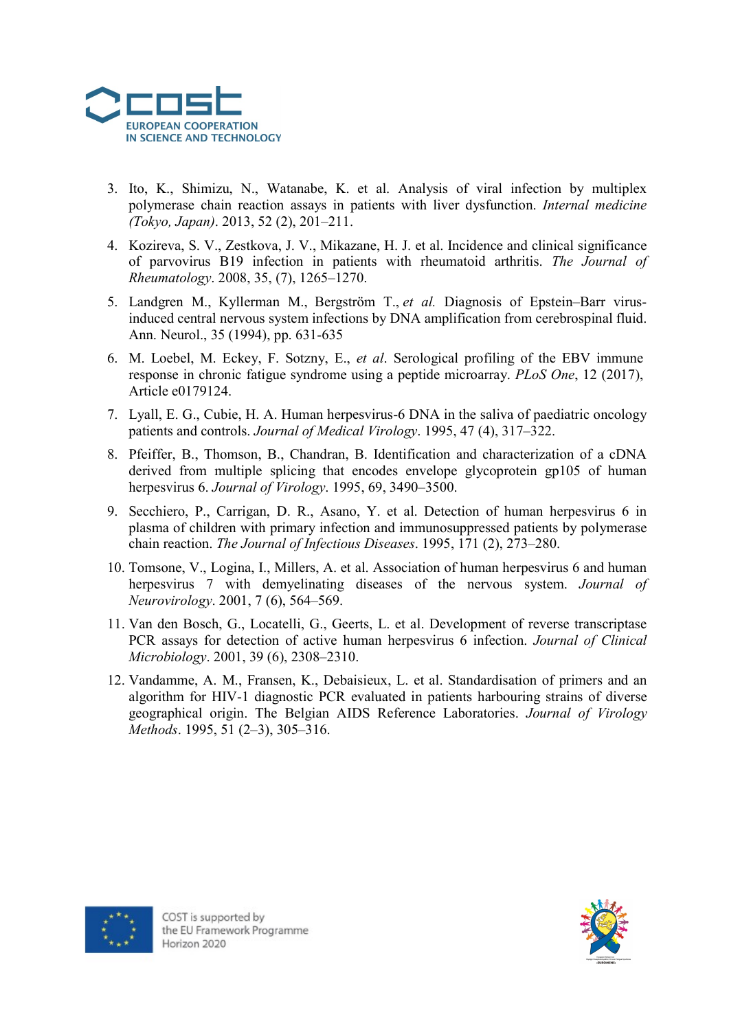3. Ito, K., Shimizu, N., Watanabe, K. et al. Analysis of viral infection by multiplex polymerase chain reaction assays in patients with liver dysfunction. *Internal medicine (Tokyo, Japan)*. 2013, 52 (2), 201–211.
4. Kozireva, S. V., Zestkova, J. V., Mikazane, H. J. et al. Incidence and clinical significance of parvovirus B19 infection in patients with rheumatoid arthritis. *The Journal of Rheumatology*. 2008, 35, (7), 1265–1270.
5. Landgren M., Kyllerman M., Bergström T., *et al.* Diagnosis of Epstein–Barr virus-induced central nervous system infections by DNA amplification from cerebrospinal fluid. Ann. Neurol., 35 (1994), pp. 631-635
6. M. Loebel, M. Eckey, F. Sotzny, E., *et al*. Serological profiling of the EBV immune response in chronic fatigue syndrome using a peptide microarray. *PLoS One*, 12 (2017), Article e0179124.
7. Lyall, E. G., Cubie, H. A. Human herpesvirus-6 DNA in the saliva of paediatric oncology patients and controls. *Journal of Medical Virology*. 1995, 47 (4), 317–322.
8. Pfeiffer, B., Thomson, B., Chandran, B. Identification and characterization of a cDNA derived from multiple splicing that encodes envelope glycoprotein gp105 of human herpesvirus 6. *Journal of Virology*. 1995, 69, 3490–3500.
9. Secchiero, P., Carrigan, D. R., Asano, Y. et al. Detection of human herpesvirus 6 in plasma of children with primary infection and immunosuppressed patients by polymerase chain reaction. *The Journal of Infectious Diseases*. 1995, 171 (2), 273–280.
10. Tomsone, V., Logina, I., Millers, A. et al. Association of human herpesvirus 6 and human herpesvirus 7 with demyelinating diseases of the nervous system. *Journal of Neurovirology*. 2001, 7 (6), 564–569.
11. Van den Bosch, G., Locatelli, G., Geerts, L. et al. Development of reverse transcriptase PCR assays for detection of active human herpesvirus 6 infection. *Journal of Clinical Microbiology*. 2001, 39 (6), 2308–2310.
12. Vandamme, A. M., Fransen, K., Debaisieux, L. et al. Standardisation of primers and an algorithm for HIV-1 diagnostic PCR evaluated in patients harbouring strains of diverse geographical origin. The Belgian AIDS Reference Laboratories. *Journal of Virology Methods*. 1995, 51 (2–3), 305–316.